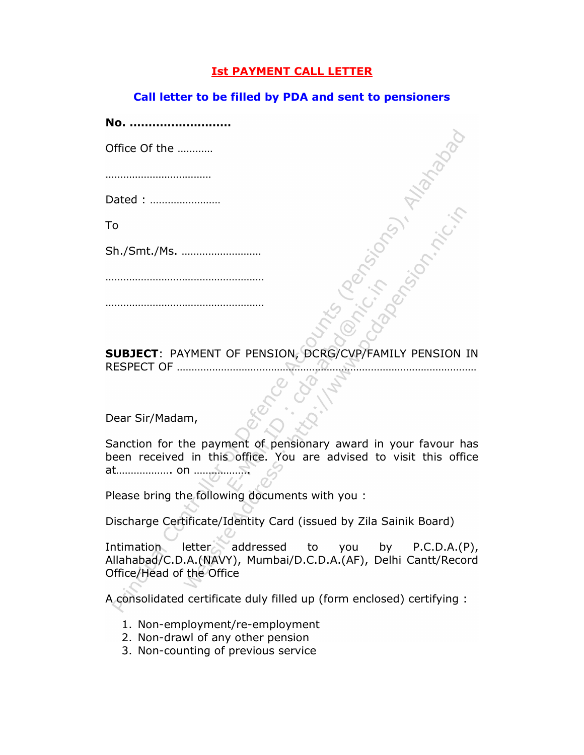# Ist PAYMENT CALL LETTER

## Call letter to be filled by PDA and sent to pensioners

**No. ………………………**

Office Of the …………

………………………………

Dated : ……………………

To

Sh./Smt./Ms. ………………………

………………………………………………

………………………………………………

**SUBJECT**: PAYMENT OF PENSION, DCRG/CVP/FAMILY PENSION IN RESPECT OF ………………………………………………………………………………………

Dear Sir/Madam,

Sanction for the payment of pensionary award in your favour has been received in this office. You are advised to visit this office at………………. on ……………….

Please bring the following documents with you :

Discharge Certificate/Identity Card (issued by Zila Sainik Board)

Intimation letter addressed to you by P.C.D.A.(P), Allahabad/C.D.A.(NAVY), Mumbai/D.C.D.A.(AF), Delhi Cantt/Record Office/Head of the Office

A consolidated certificate duly filled up (form enclosed) certifying :

1. Non-employment/re-employment
2. Non-drawl of any other pension
3. Non-counting of previous service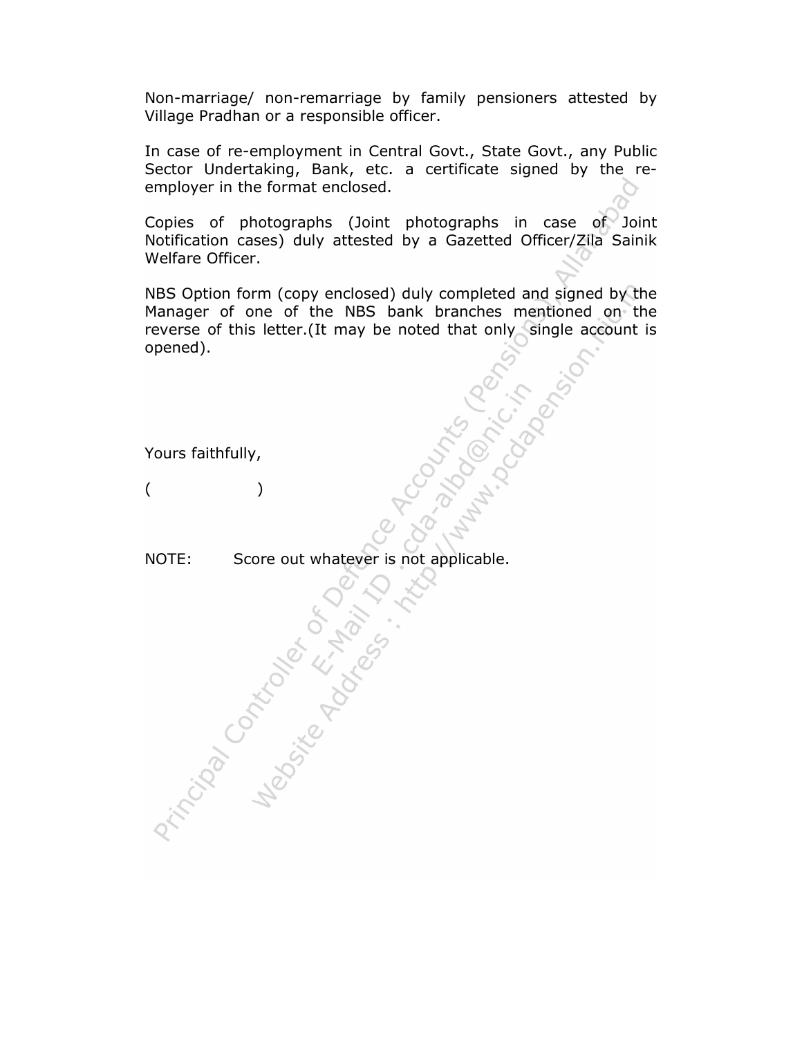Non-marriage/ non-remarriage by family pensioners attested by Village Pradhan or a responsible officer.

In case of re-employment in Central Govt., State Govt., any Public Sector Undertaking, Bank, etc. a certificate signed by the re-employer in the format enclosed.

Copies of photographs (Joint photographs in case of Joint Notification cases) duly attested by a Gazetted Officer/Zila Sainik Welfare Officer.

NBS Option form (copy enclosed) duly completed and signed by the Manager of one of the NBS bank branches mentioned on the reverse of this letter.(It may be noted that only single account is opened).

Yours faithfully,

( )

NOTE: Score out whatever is not applicable.